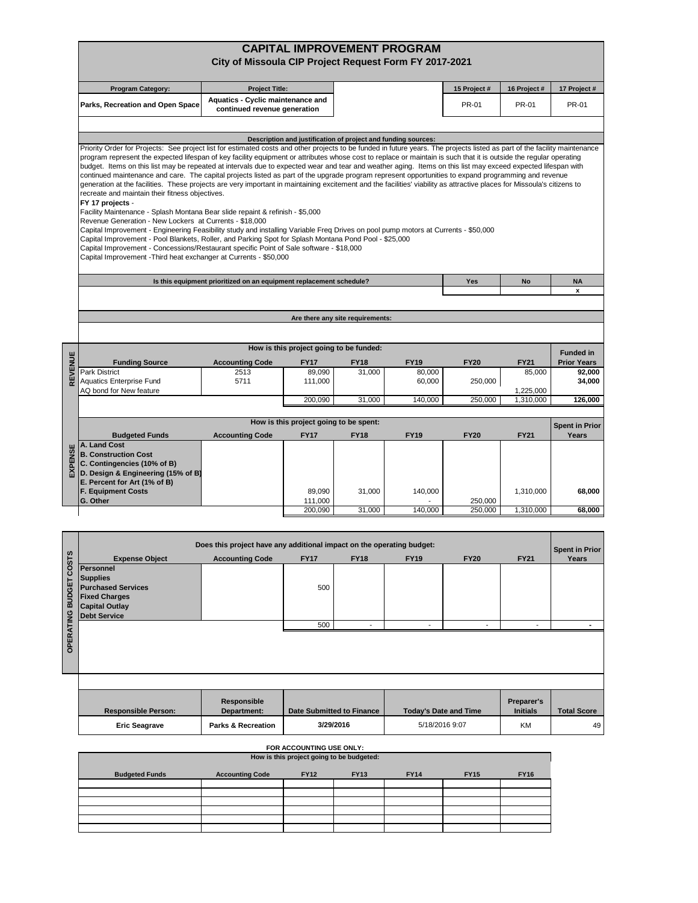# CAPITAL IMPROVEMENT PROGRAM

## City of Missoula CIP Project Request Form FY 2017-2021

| Program Category: | Project Title: | | 15 Project # | 16 Project # | 17 Project # |
|---|---|---|---|---|---|
| Parks, Recreation and Open Space | Aquatics - Cyclic maintenance and continued revenue generation | | PR-01 | PR-01 | PR-01 |

**Description and justification of project and funding sources:**

Priority Order for Projects: See project list for estimated costs and other projects to be funded in future years. The projects listed as part of the facility maintenance program represent the expected lifespan of key facility equipment or attributes whose cost to replace or maintain is such that it is outside the regular operating budget. Items on this list may be repeated at intervals due to expected wear and tear and weather aging. Items on this list may exceed expected lifespan with continued maintenance and care. The capital projects listed as part of the upgrade program represent opportunities to expand programming and revenue generation at the facilities. These projects are very important in maintaining excitement and the facilities' viability as attractive places for Missoula's citizens to recreate and maintain their fitness objectives.

**FY 17 projects** -

Facility Maintenance - Splash Montana Bear slide repaint & refinish - $5,000
Revenue Generation - New Lockers at Currents - $18,000
Capital Improvement - Engineering Feasibility study and installing Variable Freq Drives on pool pump motors at Currents - $50,000
Capital Improvement - Pool Blankets, Roller, and Parking Spot for Splash Montana Pond Pool - $25,000
Capital Improvement - Concessions/Restaurant specific Point of Sale software - $18,000
Capital Improvement -Third heat exchanger at Currents - $50,000

| Is this equipment prioritized on an equipment replacement schedule? | Yes | No | NA |
|---|---|---|---|
| | | | x |

**Are there any site requirements:**

**REVENUE**

| How is this project going to be funded: | | | | | | | |
|---|---|---|---|---|---|---|---|
| Funding Source | Accounting Code | FY17 | FY18 | FY19 | FY20 | FY21 | Funded in Prior Years |
| Park District | 2513 | 89,090 | 31,000 | 80,000 | | 85,000 | 92,000 |
| Aquatics Enterprise Fund | 5711 | 111,000 | | 60,000 | 250,000 | | 34,000 |
| AQ bond for New feature | | | | | | 1,225,000 | |
| | | 200,090 | 31,000 | 140,000 | 250,000 | 1,310,000 | 126,000 |

**EXPENSE**

| How is this project going to be spent: | | | | | | | |
|---|---|---|---|---|---|---|---|
| Budgeted Funds | Accounting Code | FY17 | FY18 | FY19 | FY20 | FY21 | Spent in Prior Years |
| A. Land Cost | | | | | | | |
| B. Construction Cost | | | | | | | |
| C. Contingencies (10% of B) | | | | | | | |
| D. Design & Engineering (15% of B) | | | | | | | |
| E. Percent for Art (1% of B) | | | | | | | |
| F. Equipment Costs | | 89,090 | 31,000 | 140,000 | | 1,310,000 | 68,000 |
| G. Other | | 111,000 | | - | 250,000 | | |
| | | 200,090 | 31,000 | 140,000 | 250,000 | 1,310,000 | 68,000 |

**OPERATING BUDGET COSTS**

| Does this project have any additional impact on the operating budget: | | | | | | | |
|---|---|---|---|---|---|---|---|
| Expense Object | Accounting Code | FY17 | FY18 | FY19 | FY20 | FY21 | Spent in Prior Years |
| Personnel | | | | | | | |
| Supplies | | | | | | | |
| Purchased Services | | 500 | | | | | |
| Fixed Charges | | | | | | | |
| Capital Outlay | | | | | | | |
| Debt Service | | | | | | | |
| | | 500 | - | - | - | - | - |

| Responsible Person: | Responsible Department: | Date Submitted to Finance | Today's Date and Time | Preparer's Initials | Total Score |
|---|---|---|---|---|---|
| Eric Seagrave | Parks & Recreation | 3/29/2016 | 5/18/2016 9:07 | KM | 49 |

**FOR ACCOUNTING USE ONLY:**

| How is this project going to be budgeted: | | | | | | |
|---|---|---|---|---|---|---|
| Budgeted Funds | Accounting Code | FY12 | FY13 | FY14 | FY15 | FY16 |
| | | | | | | |
| | | | | | | |
| | | | | | | |
| | | | | | | |
| | | | | | | |
| | | | | | | |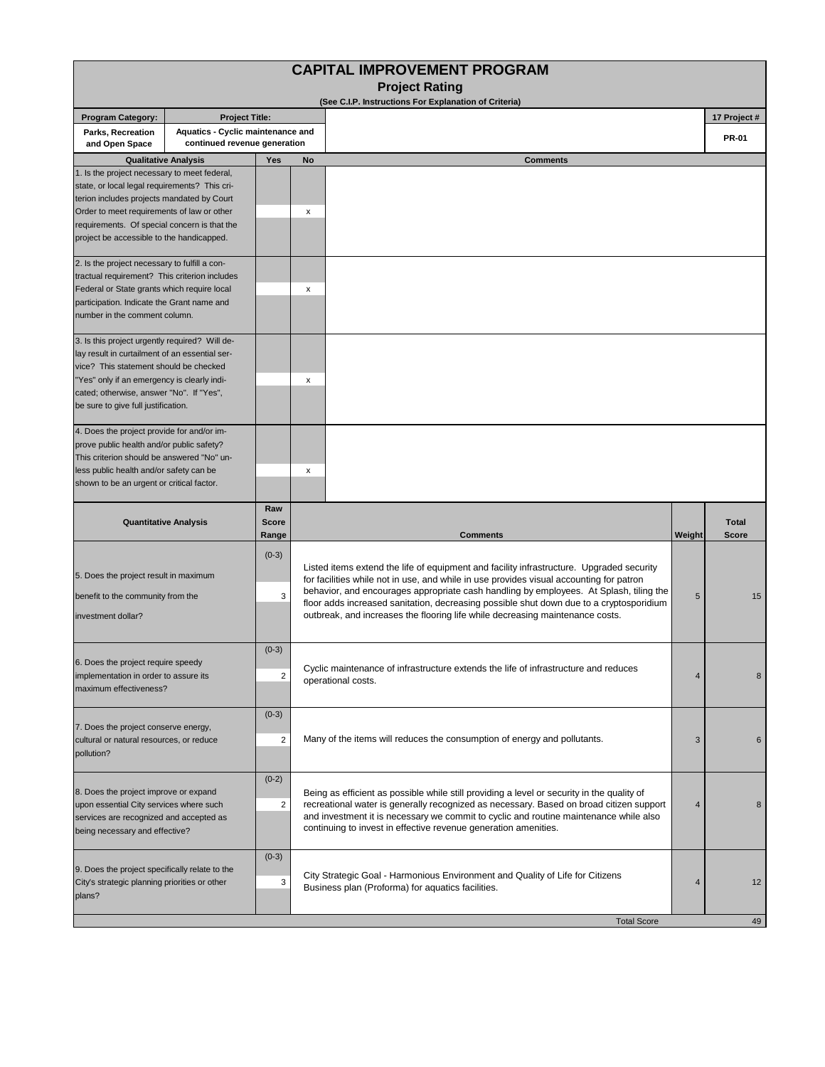# CAPITAL IMPROVEMENT PROGRAM

## Project Rating

**(See C.I.P. Instructions For Explanation of Criteria)**

| Program Category: | Project Title: | | 17 Project # |
|---|---|---|---|
| Parks, Recreation and Open Space | Aquatics - Cyclic maintenance and continued revenue generation | | PR-01 |

| Qualitative Analysis | Yes | No | Comments |
|---|---|---|---|
| 1. Is the project necessary to meet federal, state, or local legal requirements? This criterion includes projects mandated by Court Order to meet requirements of law or other requirements. Of special concern is that the project be accessible to the handicapped. | | x | |
| 2. Is the project necessary to fulfill a contractual requirement? This criterion includes Federal or State grants which require local participation. Indicate the Grant name and number in the comment column. | | x | |
| 3. Is this project urgently required? Will delay result in curtailment of an essential service? This statement should be checked "Yes" only if an emergency is clearly indicated; otherwise, answer "No". If "Yes", be sure to give full justification. | | x | |
| 4. Does the project provide for and/or improve public health and/or public safety? This criterion should be answered "No" unless public health and/or safety can be shown to be an urgent or critical factor. | | x | |

| Quantitative Analysis | Raw Score Range | Raw Score | Comments | Weight | Total Score |
|---|---|---|---|---|---|
| 5. Does the project result in maximum benefit to the community from the investment dollar? | (0-3) | 3 | Listed items extend the life of equipment and facility infrastructure. Upgraded security for facilities while not in use, and while in use provides visual accounting for patron behavior, and encourages appropriate cash handling by employees. At Splash, tiling the floor adds increased sanitation, decreasing possible shut down due to a cryptosporidium outbreak, and increases the flooring life while decreasing maintenance costs. | 5 | 15 |
| 6. Does the project require speedy implementation in order to assure its maximum effectiveness? | (0-3) | 2 | Cyclic maintenance of infrastructure extends the life of infrastructure and reduces operational costs. | 4 | 8 |
| 7. Does the project conserve energy, cultural or natural resources, or reduce pollution? | (0-3) | 2 | Many of the items will reduces the consumption of energy and pollutants. | 3 | 6 |
| 8. Does the project improve or expand upon essential City services where such services are recognized and accepted as being necessary and effective? | (0-2) | 2 | Being as efficient as possible while still providing a level or security in the quality of recreational water is generally recognized as necessary. Based on broad citizen support and investment it is necessary we commit to cyclic and routine maintenance while also continuing to invest in effective revenue generation amenities. | 4 | 8 |
| 9. Does the project specifically relate to the City's strategic planning priorities or other plans? | (0-3) | 3 | City Strategic Goal - Harmonious Environment and Quality of Life for Citizens<br>Business plan (Proforma) for aquatics facilities. | 4 | 12 |
| | | | Total Score | | 49 |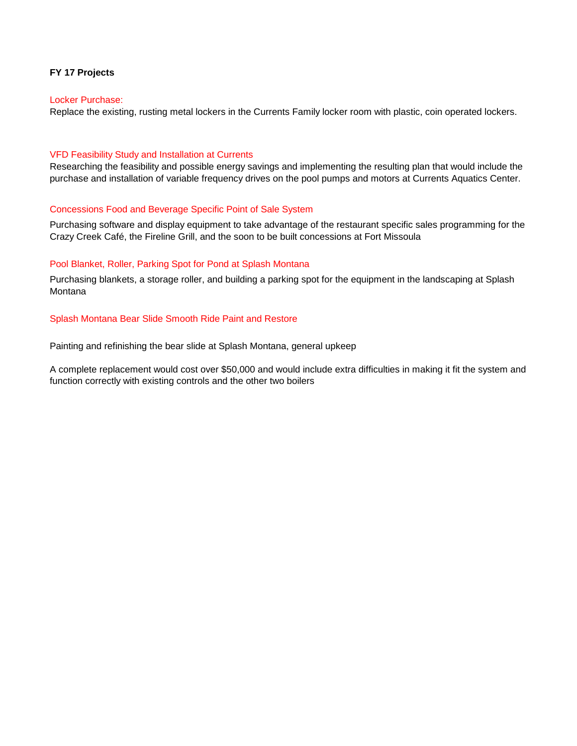**FY 17 Projects**

Locker Purchase:

Replace the existing, rusting metal lockers in the Currents Family locker room with plastic, coin operated lockers.

VFD Feasibility Study and Installation at Currents

Researching the feasibility and possible energy savings and implementing the resulting plan that would include the purchase and installation of variable frequency drives on the pool pumps and motors at Currents Aquatics Center.

Concessions Food and Beverage Specific Point of Sale System

Purchasing software and display equipment to take advantage of the restaurant specific sales programming for the Crazy Creek Café, the Fireline Grill, and the soon to be built concessions at Fort Missoula

Pool Blanket, Roller, Parking Spot for Pond at Splash Montana

Purchasing blankets, a storage roller, and building a parking spot for the equipment in the landscaping at Splash Montana

Splash Montana Bear Slide Smooth Ride Paint and Restore

Painting and refinishing the bear slide at Splash Montana, general upkeep

A complete replacement would cost over $50,000 and would include extra difficulties in making it fit the system and function correctly with existing controls and the other two boilers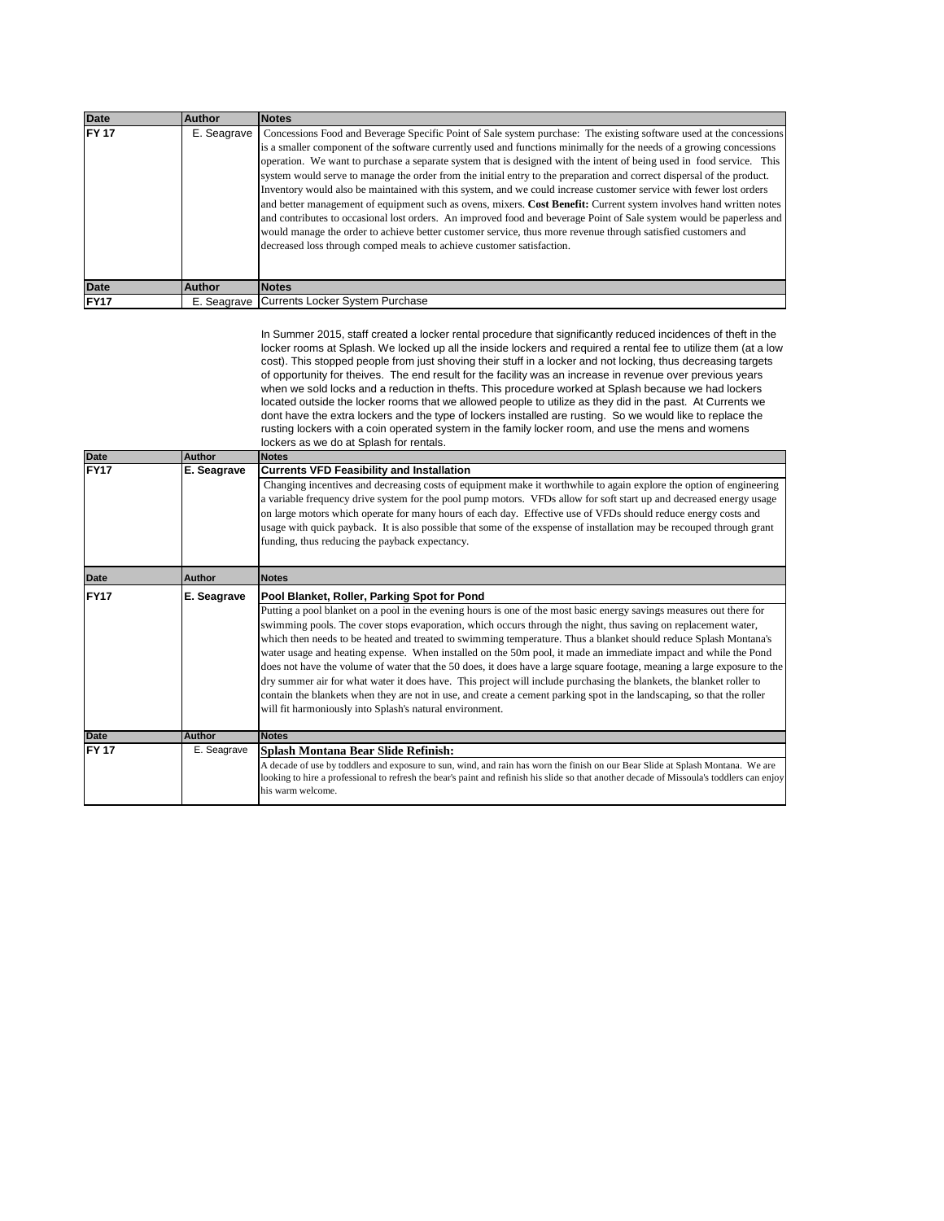| Date | Author | Notes |
|---|---|---|
| FY 17 | E. Seagrave | Concessions Food and Beverage Specific Point of Sale system purchase: The existing software used at the concessions is a smaller component of the software currently used and functions minimally for the needs of a growing concessions operation. We want to purchase a separate system that is designed with the intent of being used in food service. This system would serve to manage the order from the initial entry to the preparation and correct dispersal of the product. Inventory would also be maintained with this system, and we could increase customer service with fewer lost orders and better management of equipment such as ovens, mixers. **Cost Benefit:** Current system involves hand written notes and contributes to occasional lost orders. An improved food and beverage Point of Sale system would be paperless and would manage the order to achieve better customer service, thus more revenue through satisfied customers and decreased loss through comped meals to achieve customer satisfaction. |

| Date | Author | Notes |
|---|---|---|
| FY17 | E. Seagrave | Currents Locker System Purchase |
| | | In Summer 2015, staff created a locker rental procedure that significantly reduced incidences of theft in the locker rooms at Splash. We locked up all the inside lockers and required a rental fee to utilize them (at a low cost). This stopped people from just shoving their stuff in a locker and not locking, thus decreasing targets of opportunity for theives. The end result for the facility was an increase in revenue over previous years when we sold locks and a reduction in thefts. This procedure worked at Splash because we had lockers located outside the locker rooms that we allowed people to utilize as they did in the past. At Currents we dont have the extra lockers and the type of lockers installed are rusting. So we would like to replace the rusting lockers with a coin operated system in the family locker room, and use the mens and womens lockers as we do at Splash for rentals. |

| Date | Author | Notes |
|---|---|---|
| FY17 | **E. Seagrave** | **Currents VFD Feasibility and Installation**<br>Changing incentives and decreasing costs of equipment make it worthwhile to again explore the option of engineering a variable frequency drive system for the pool pump motors. VFDs allow for soft start up and decreased energy usage on large motors which operate for many hours of each day. Effective use of VFDs should reduce energy costs and usage with quick payback. It is also possible that some of the exspense of installation may be recouped through grant funding, thus reducing the payback expectancy. |

| Date | Author | Notes |
|---|---|---|
| FY17 | **E. Seagrave** | **Pool Blanket, Roller, Parking Spot for Pond**<br>Putting a pool blanket on a pool in the evening hours is one of the most basic energy savings measures out there for swimming pools. The cover stops evaporation, which occurs through the night, thus saving on replacement water, which then needs to be heated and treated to swimming temperature. Thus a blanket should reduce Splash Montana's water usage and heating expense. When installed on the 50m pool, it made an immediate impact and while the Pond does not have the volume of water that the 50 does, it does have a large square footage, meaning a large exposure to the dry summer air for what water it does have. This project will include purchasing the blankets, the blanket roller to contain the blankets when they are not in use, and create a cement parking spot in the landscaping, so that the roller will fit harmoniously into Splash's natural environment. |

| Date | Author | Notes |
|---|---|---|
| FY 17 | E. Seagrave | **Splash Montana Bear Slide Refinish:**<br>A decade of use by toddlers and exposure to sun, wind, and rain has worn the finish on our Bear Slide at Splash Montana. We are looking to hire a professional to refresh the bear's paint and refinish his slide so that another decade of Missoula's toddlers can enjoy his warm welcome. |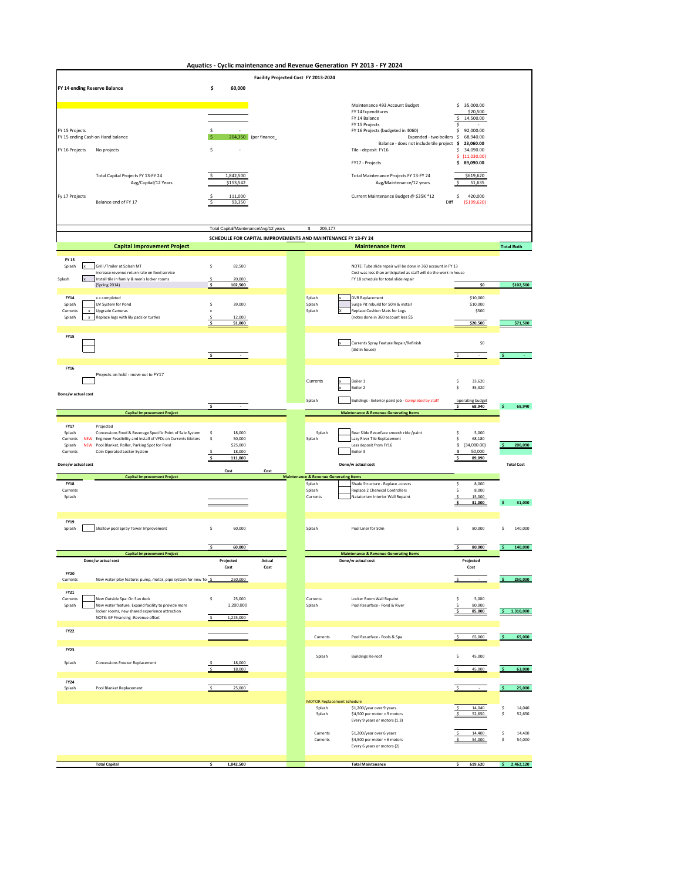# Aquatics - Cyclic maintenance and Revenue Generation FY 2013 - FY 2024

## Facility Projected Cost FY 2013-2024

| | | | |
|---|---|---|---|
| **FY 14 ending Reserve Balance** | **$ 60,000** | Maintenance 493 Account Budget | $ 35,000.00 |
| | | FY 14Expenditures | $20,500 |
| | | FY 14 Balance | $ 14,500.00 |
| | | FY 15 Projects | $ - |
| FY 15 Projects | $ - | FY 16 Projects (budgeted in 4060) | $ 92,000.00 |
| FY 15 ending Cash on Hand balance | $ 204,350 (per finance_ | Expended - two boilers | $ 68,940.00 |
| | | Balance - does not include tile project | **$ 23,060.00** |
| FY 16 Projects — No projects | $ - | Tile - deposit FY16 | $ 34,090.00 |
| | | | $ (11,030.00) |
| | | FY17 - Projects | **$ 89,090.00** |
| Total Capital Projects FY 13-FY 24 | $ 1,842,500 | Total Maintenance Projects FY 13-FY 24 | $619,620 |
| Avg/Capital/12 Years | $153,542 | Avg/Maintenance/12 years | $ 51,635 |
| Fy 17 Projects | $ 111,000 | Current Maintenance Budget @ $35K *12 | $ 420,000 |
| Balance end of FY 17 | $ 93,350 | Diff | ($199,620) |

Total Capital/Maintenance/Avg/12 years — $ 205,177

## SCHEDULE FOR CAPITAL IMPROVEMENTS AND MAINTENANCE FY 13-FY 24

| Year / Facility | Capital Improvement Project | Cost | Facility | Maintenance Items | Cost | Total Both |
|---|---|---|---|---|---|---|
| **FY 13** | | | | | | |
| Splash | x Grill /Trailer at Splash MT — increase revenue return rate on food service | $ 82,500 | | NOTE: Tube slide repair will be done in 360 account in FY 13. Cost was less than anticipated as staff will do the work in house. FY 18 schedule for total slide repair | | |
| Splash | x Install tile in family & men's locker rooms (Spring 2014) | $ 20,000 | | | | |
| | | **$ 102,500** | | | **$0** | **$102,500** |
| **FY14** | x = completed | | Splash | x DVR Replacement | $10,000 | |
| Splash | UV System for Pond | $ 39,000 | Splash | x Surge Pit rebuild for 50m & install | $10,000 | |
| Currents | x Upgrade Cameras | x | Splash | X Replace Cushion Mats for Logs | $500 | |
| Splash | x Replace logs with lily pads or turtles | $ 12,000 | | (notes done in 360 account less $$ | | |
| | | **$ 51,000** | | | **$20,500** | **$71,500** |
| **FY15** | | | | x Currents Spray Feature Repair/Refinish (did in house) | $0 | |
| | | $ - | | | $ - | $ - |
| **FY16** | Projects on hold - move out to FY17 | | Currents | x Boiler 1 | $ 33,620 | |
| | | | | x Boiler 2 | $ 35,320 | |
| Done/w actual cost | | | Splash | Buildings - Exterior paint job - Completed by staff | operating budget | |
| | | $ - | | | **$ 68,940** | **$ 68,940** |

| Year / Facility | Capital Improvement Project | Cost | Facility | Maintenance & Revenue Generating Items | Cost | Total Cost |
|---|---|---|---|---|---|---|
| **FY17** | Projected | | | | | |
| Splash | Concessions Food & Beverage Specific Point of Sale System | $ 18,000 | Splash | Bear Slide Resurface smooth ride /paint | $ 5,000 | |
| Currents | NEW Engineer Feasibility and Install of VFDs on Currents Motors | $ 50,000 | Splash | Lazy River Tile Replacement | $ 68,180 | |
| Splash | NEW Pool Blanket, Roller, Parking Spot for Pond | $25,000 | | Less deposit from FY16 | $ (34,090.00) | $ 200,090 |
| Currents | Coin Operated Locker System | $ 18,000 | | Boiler 3 | $ 50,000 | |
| | | **$ 111,000** | | | **$ 89,090** | |
| Done/w actual cost | | | | Done/w actual cost | | |
| **FY18** | | | Splash | Shade Structure - Replace -covers | $ 8,000 | |
| Currents | | | Splash | Replace 2 Chemical Controllers | $ 8,000 | |
| Splash | | | Currents | Natatorium Interior Wall Repaint | $ 15,000 | |
| | | | | | **$ 31,000** | **$ 31,000** |
| **FY19** | | | | | | |
| Splash | Shallow pool Spray Tower Improvement | $ 60,000 | Splash | Pool Liner for 50m | $ 80,000 | $ 140,000 |
| | | **$ 60,000** | | | **$ 80,000** | **$ 140,000** |

| Year / Facility | Capital Improvement Project (Done/w actual cost) | Projected Cost | Actual Cost | Facility | Maintenance & Revenue Generating Items (Done/w actual cost) | Projected Cost | Total |
|---|---|---|---|---|---|---|---|
| **FY20** | | | | | | | |
| Currents | New water play feature: pump, motor, pipe system for new To | $ 250,000 | | | | $ - | **$ 250,000** |
| **FY21** | | | | | | | |
| Currents | New Outside Spa: On Sun deck | $ 25,000 | | Currents | Locker Room Wall Repaint | $ 5,000 | |
| Splash | New water feature: Expand facility to provide more locker rooms, new shared experience attraction | 1,200,000 | | Splash | Pool Resurface - Pond & River | $ 80,000 | |
| | NOTE: GF Financing -Revenue offset | $ 1,225,000 | | | | **$ 85,000** | **$ 1,310,000** |
| **FY22** | | | | Currents | Pool Resurface - Pools & Spa | $ 65,000 | **$ 65,000** |
| **FY23** | | | | Splash | Buildings Re-roof | $ 45,000 | |
| Splash | Concessions Freezer Replacement | $ 18,000 | | | | | |
| | | $ 18,000 | | | | $ 45,000 | **$ 63,000** |
| **FY24** | | | | | | | |
| Splash | Pool Blanket Replacement | $ 25,000 | | | | $ - | **$ 25,000** |
| | | | | | **MOTOR Replacement Schedule** | | |
| | | | | Splash | $1,200/year over 9 years | $ 14,040 | $ 14,040 |
| | | | | Splash | $4,500 per motor = 9 motors — Every 9 years or motors (1.3) | $ 52,650 | $ 52,650 |
| | | | | Currents | $1,200/year over 6 years | $ 14,400 | $ 14,400 |
| | | | | Currents | $4,500 per motor = 6 motors — Every 6 years or motors (2) | $ 54,000 | $ 54,000 |
| | **Total Capital** | **$ 1,842,500** | | | **Total Maintenance** | **$ 619,620** | **$ 2,462,120** |